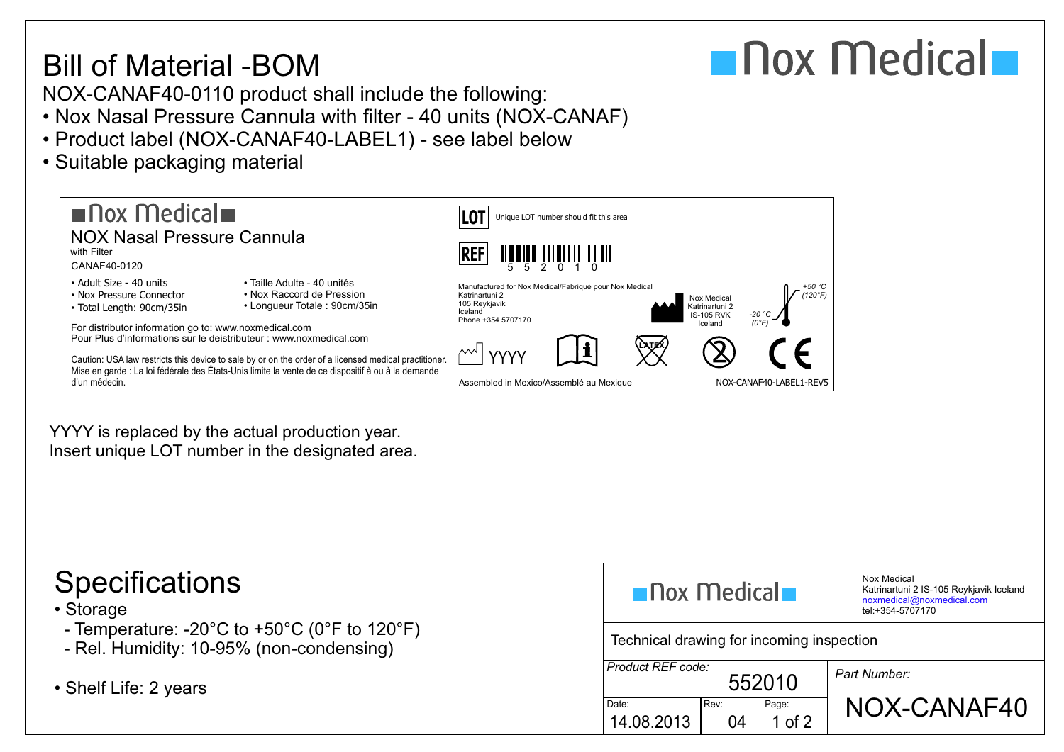# Bill of Material -BOM

**Nox Medical**

NOX-CANAF40-0110 product shall include the following:

- Nox Nasal Pressure Cannula with filter - 40 units (NOX-CANAF)
- Product label (NOX-CANAF40-LABEL1) - see label below
- Suitable packaging material

---

**Nox Medical**

NOX Nasal Pressure Cannula

with Filter

CANAF40-0120

- Adult Size - 40 units
- Nox Pressure Connector
- Total Length: 90cm/35in

- Taille Adulte - 40 unités
- Nox Raccord de Pression
- Longueur Totale : 90cm/35in

For distributor information go to: www.noxmedical.com
Pour Plus d'informations sur le deistributeur : www.noxmedical.com

Caution: USA law restricts this device to sale by or on the order of a licensed medical practitioner.
Mise en garde : La loi fédérale des États-Unis limite la vente de ce dispositif à ou à la demande d'un médecin.

LOT Unique LOT number should fit this area

REF 5 5 2 0 1 0

Manufactured for Nox Medical/Fabriqué pour Nox Medical
Katrinartuni 2
105 Reykjavik
Iceland
Phone +354 5707170

Nox Medical
Katrinartuni 2
IS-105 RVK
Iceland

+50 °C (120°F)
-20 °C (0°F)

YYYY

LATEX

CE

Assembled in Mexico/Assemblé au Mexique

NOX-CANAF40-LABEL1-REV5

---

YYYY is replaced by the actual production year.
Insert unique LOT number in the designated area.

# Specifications

- Storage
  - Temperature: -20°C to +50°C (0°F to 120°F)
  - Rel. Humidity: 10-95% (non-condensing)

- Shelf Life: 2 years

---

**Nox Medical**

Nox Medical
Katrinartuni 2 IS-105 Reykjavik Iceland
noxmedical@noxmedical.com
tel:+354-5707170

Technical drawing for incoming inspection

| Product REF code: 552010 | | | Part Number: NOX-CANAF40 |
|---|---|---|---|
| Date: 14.08.2013 | Rev: 04 | Page: 1 of 2 | |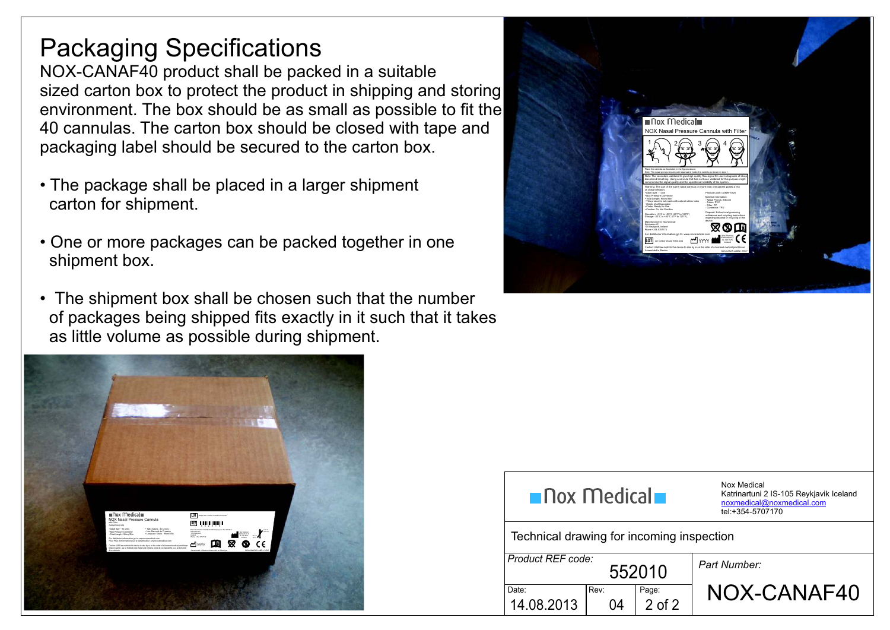# Packaging Specifications

NOX-CANAF40 product shall be packed in a suitable sized carton box to protect the product in shipping and storing environment. The box should be as small as possible to fit the 40 cannulas. The carton box should be closed with tape and packaging label should be secured to the carton box.

- The package shall be placed in a larger shipment carton for shipment.
- One or more packages can be packed together in one shipment box.
- The shipment box shall be chosen such that the number of packages being shipped fits exactly in it such that it takes as little volume as possible during shipment.

| | | | |
|---|---|---|---|
| Nox Medical | | | Nox Medical<br>Katrinartuni 2 IS-105 Reykjavik Iceland<br>noxmedical@noxmedical.com<br>tel:+354-5707170 |
| Technical drawing for incoming inspection | | | |
| *Product REF code:* 552010 | | | *Part Number:* NOX-CANAF40 |
| Date: 14.08.2013 | Rev: 04 | Page: 2 of 2 | |